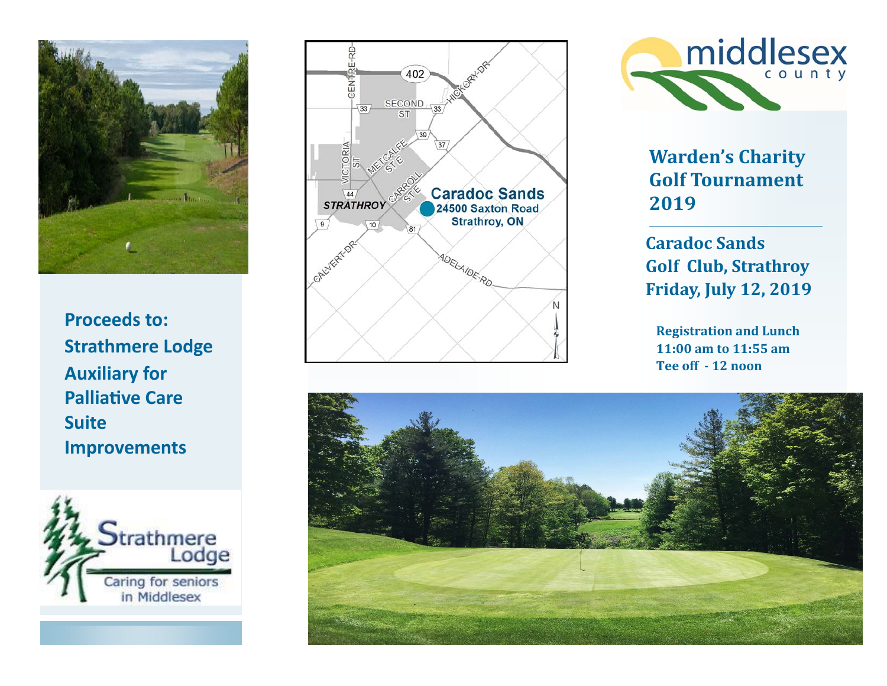**Proceeds to: Strathmere Lodge Auxiliary for Palliative Care Suite Improvements**

Strathmere Lodge

Caring for seniors in Middlesex

**Caradoc Sands**
**24500 Saxton Road**
**Strathroy, ON**

middlesex county

# Warden's Charity Golf Tournament 2019

## Caradoc Sands Golf Club, Strathroy
## Friday, July 12, 2019

**Registration and Lunch**
**11:00 am to 11:55 am**
**Tee off - 12 noon**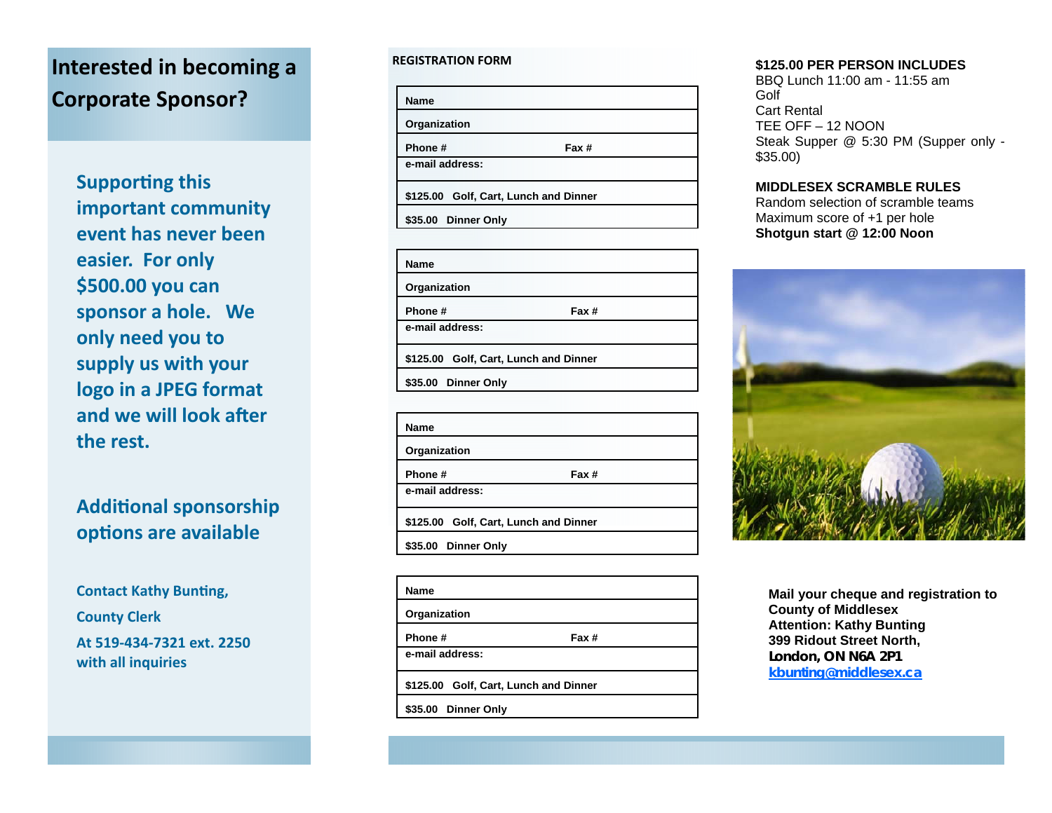## Interested in becoming a Corporate Sponsor?

**Supporting this important community event has never been easier. For only $500.00 you can sponsor a hole. We only need you to supply us with your logo in a JPEG format and we will look after the rest.**

**Additional sponsorship options are available**

**Contact Kathy Bunting, County Clerk**

**At 519-434-7321 ext. 2250 with all inquiries**

**REGISTRATION FORM**

| | |
|---|---|
| **Name** | |
| **Organization** | |
| **Phone #** | **Fax #** |
| **e-mail address:** | |
| **$125.00 Golf, Cart, Lunch and Dinner** | |
| **$35.00 Dinner Only** | |

| | |
|---|---|
| **Name** | |
| **Organization** | |
| **Phone #** | **Fax #** |
| **e-mail address:** | |
| **$125.00 Golf, Cart, Lunch and Dinner** | |
| **$35.00 Dinner Only** | |

| | |
|---|---|
| **Name** | |
| **Organization** | |
| **Phone #** | **Fax #** |
| **e-mail address:** | |
| **$125.00 Golf, Cart, Lunch and Dinner** | |
| **$35.00 Dinner Only** | |

| | |
|---|---|
| **Name** | |
| **Organization** | |
| **Phone #** | **Fax #** |
| **e-mail address:** | |
| **$125.00 Golf, Cart, Lunch and Dinner** | |
| **$35.00 Dinner Only** | |

**$125.00 PER PERSON INCLUDES**

BBQ Lunch 11:00 am - 11:55 am
Golf
Cart Rental
TEE OFF – 12 NOON
Steak Supper @ 5:30 PM (Supper only - $35.00)

**MIDDLESEX SCRAMBLE RULES**

Random selection of scramble teams
Maximum score of +1 per hole
**Shotgun start @ 12:00 Noon**

**Mail your cheque and registration to**
**County of Middlesex**
**Attention: Kathy Bunting**
**399 Ridout Street North,**
**London, ON N6A 2P1**
**kbunting@middlesex.ca**